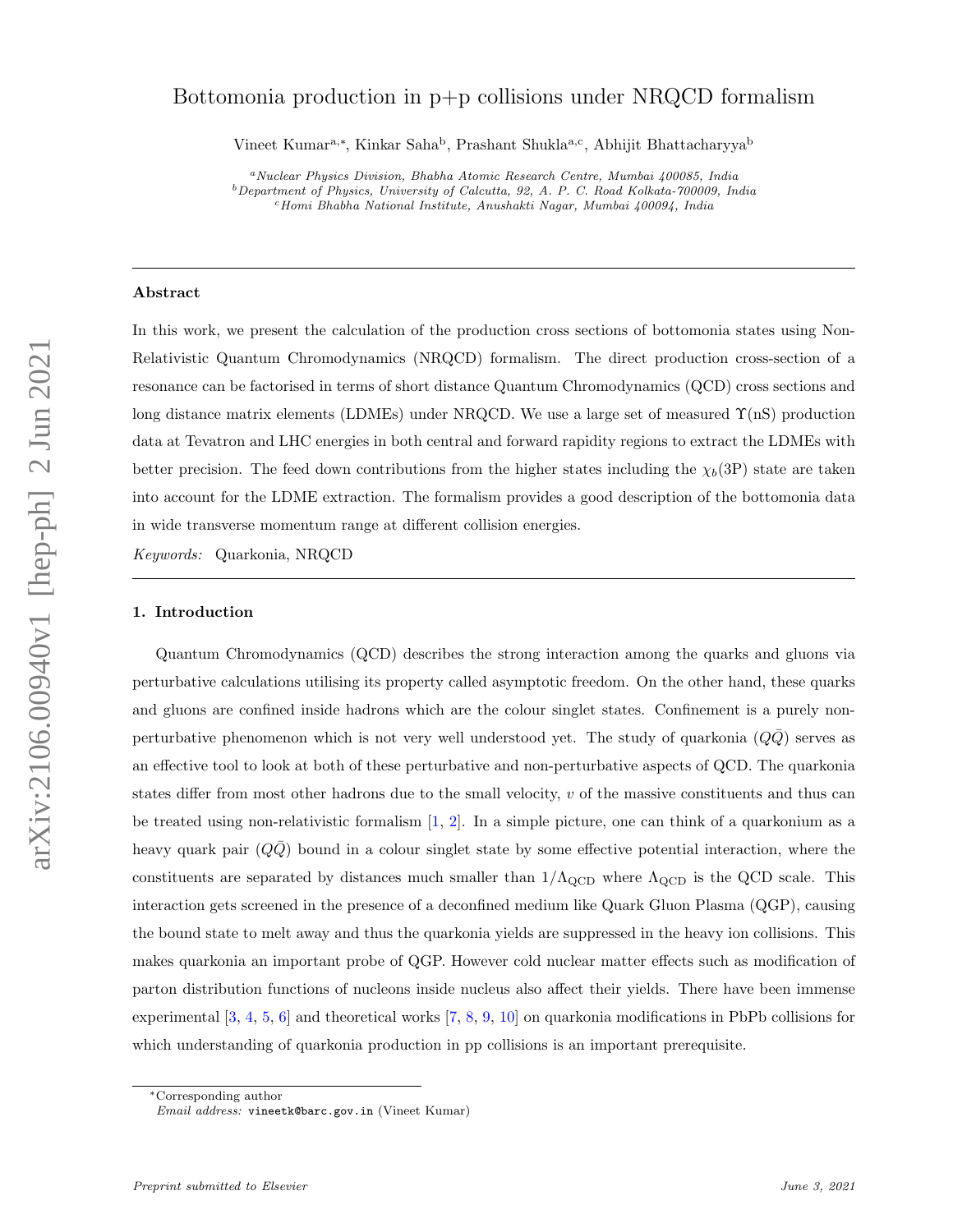# Bottomonia production in p+p collisions under NRQCD formalism

Vineet Kumar[a,*], Kinkar Saha[b], Prashant Shukla[a,c], Abhijit Bhattacharyya[b]

[a] *Nuclear Physics Division, Bhabha Atomic Research Centre, Mumbai 400085, India*
[b] *Department of Physics, University of Calcutta, 92, A. P. C. Road Kolkata-700009, India*
[c] *Homi Bhabha National Institute, Anushakti Nagar, Mumbai 400094, India*

---

## Abstract

In this work, we present the calculation of the production cross sections of bottomonia states using Non-Relativistic Quantum Chromodynamics (NRQCD) formalism. The direct production cross-section of a resonance can be factorised in terms of short distance Quantum Chromodynamics (QCD) cross sections and long distance matrix elements (LDMEs) under NRQCD. We use a large set of measured $\Upsilon$(nS) production data at Tevatron and LHC energies in both central and forward rapidity regions to extract the LDMEs with better precision. The feed down contributions from the higher states including the $\chi_b$(3P) state are taken into account for the LDME extraction. The formalism provides a good description of the bottomonia data in wide transverse momentum range at different collision energies.

*Keywords:* Quarkonia, NRQCD

---

## 1. Introduction

Quantum Chromodynamics (QCD) describes the strong interaction among the quarks and gluons via perturbative calculations utilising its property called asymptotic freedom. On the other hand, these quarks and gluons are confined inside hadrons which are the colour singlet states. Confinement is a purely non-perturbative phenomenon which is not very well understood yet. The study of quarkonia ($Q\bar{Q}$) serves as an effective tool to look at both of these perturbative and non-perturbative aspects of QCD. The quarkonia states differ from most other hadrons due to the small velocity, $v$ of the massive constituents and thus can be treated using non-relativistic formalism [1, 2]. In a simple picture, one can think of a quarkonium as a heavy quark pair ($Q\bar{Q}$) bound in a colour singlet state by some effective potential interaction, where the constituents are separated by distances much smaller than $1/\Lambda_{\rm QCD}$ where $\Lambda_{\rm QCD}$ is the QCD scale. This interaction gets screened in the presence of a deconfined medium like Quark Gluon Plasma (QGP), causing the bound state to melt away and thus the quarkonia yields are suppressed in the heavy ion collisions. This makes quarkonia an important probe of QGP. However cold nuclear matter effects such as modification of parton distribution functions of nucleons inside nucleus also affect their yields. There have been immense experimental [3, 4, 5, 6] and theoretical works [7, 8, 9, 10] on quarkonia modifications in PbPb collisions for which understanding of quarkonia production in pp collisions is an important prerequisite.

---

*Corresponding author
*Email address:* vineetk@barc.gov.in (Vineet Kumar)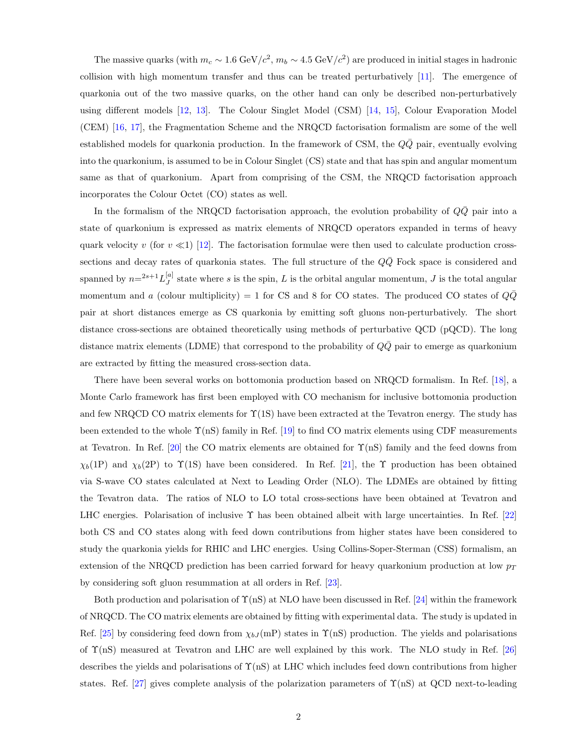The massive quarks (with $m_c \sim 1.6$ GeV/$c^2$, $m_b \sim 4.5$ GeV/$c^2$) are produced in initial stages in hadronic collision with high momentum transfer and thus can be treated perturbatively [11]. The emergence of quarkonia out of the two massive quarks, on the other hand can only be described non-perturbatively using different models [12, 13]. The Colour Singlet Model (CSM) [14, 15], Colour Evaporation Model (CEM) [16, 17], the Fragmentation Scheme and the NRQCD factorisation formalism are some of the well established models for quarkonia production. In the framework of CSM, the $Q\bar{Q}$ pair, eventually evolving into the quarkonium, is assumed to be in Colour Singlet (CS) state and that has spin and angular momentum same as that of quarkonium. Apart from comprising of the CSM, the NRQCD factorisation approach incorporates the Colour Octet (CO) states as well.

In the formalism of the NRQCD factorisation approach, the evolution probability of $Q\bar{Q}$ pair into a state of quarkonium is expressed as matrix elements of NRQCD operators expanded in terms of heavy quark velocity $v$ (for $v \ll 1$) [12]. The factorisation formulae were then used to calculate production cross-sections and decay rates of quarkonia states. The full structure of the $Q\bar{Q}$ Fock space is considered and spanned by $n = {}^{2s+1}L_J^{[a]}$ state where $s$ is the spin, $L$ is the orbital angular momentum, $J$ is the total angular momentum and $a$ (colour multiplicity) = 1 for CS and 8 for CO states. The produced CO states of $Q\bar{Q}$ pair at short distances emerge as CS quarkonia by emitting soft gluons non-perturbatively. The short distance cross-sections are obtained theoretically using methods of perturbative QCD (pQCD). The long distance matrix elements (LDME) that correspond to the probability of $Q\bar{Q}$ pair to emerge as quarkonium are extracted by fitting the measured cross-section data.

There have been several works on bottomonia production based on NRQCD formalism. In Ref. [18], a Monte Carlo framework has first been employed with CO mechanism for inclusive bottomonia production and few NRQCD CO matrix elements for $\Upsilon$(1S) have been extracted at the Tevatron energy. The study has been extended to the whole $\Upsilon$(nS) family in Ref. [19] to find CO matrix elements using CDF measurements at Tevatron. In Ref. [20] the CO matrix elements are obtained for $\Upsilon$(nS) family and the feed downs from $\chi_b$(1P) and $\chi_b$(2P) to $\Upsilon$(1S) have been considered. In Ref. [21], the $\Upsilon$ production has been obtained via S-wave CO states calculated at Next to Leading Order (NLO). The LDMEs are obtained by fitting the Tevatron data. The ratios of NLO to LO total cross-sections have been obtained at Tevatron and LHC energies. Polarisation of inclusive $\Upsilon$ has been obtained albeit with large uncertainties. In Ref. [22] both CS and CO states along with feed down contributions from higher states have been considered to study the quarkonia yields for RHIC and LHC energies. Using Collins-Soper-Sterman (CSS) formalism, an extension of the NRQCD prediction has been carried forward for heavy quarkonium production at low $p_T$ by considering soft gluon resummation at all orders in Ref. [23].

Both production and polarisation of $\Upsilon$(nS) at NLO have been discussed in Ref. [24] within the framework of NRQCD. The CO matrix elements are obtained by fitting with experimental data. The study is updated in Ref. [25] by considering feed down from $\chi_{bJ}$(mP) states in $\Upsilon$(nS) production. The yields and polarisations of $\Upsilon$(nS) measured at Tevatron and LHC are well explained by this work. The NLO study in Ref. [26] describes the yields and polarisations of $\Upsilon$(nS) at LHC which includes feed down contributions from higher states. Ref. [27] gives complete analysis of the polarization parameters of $\Upsilon$(nS) at QCD next-to-leading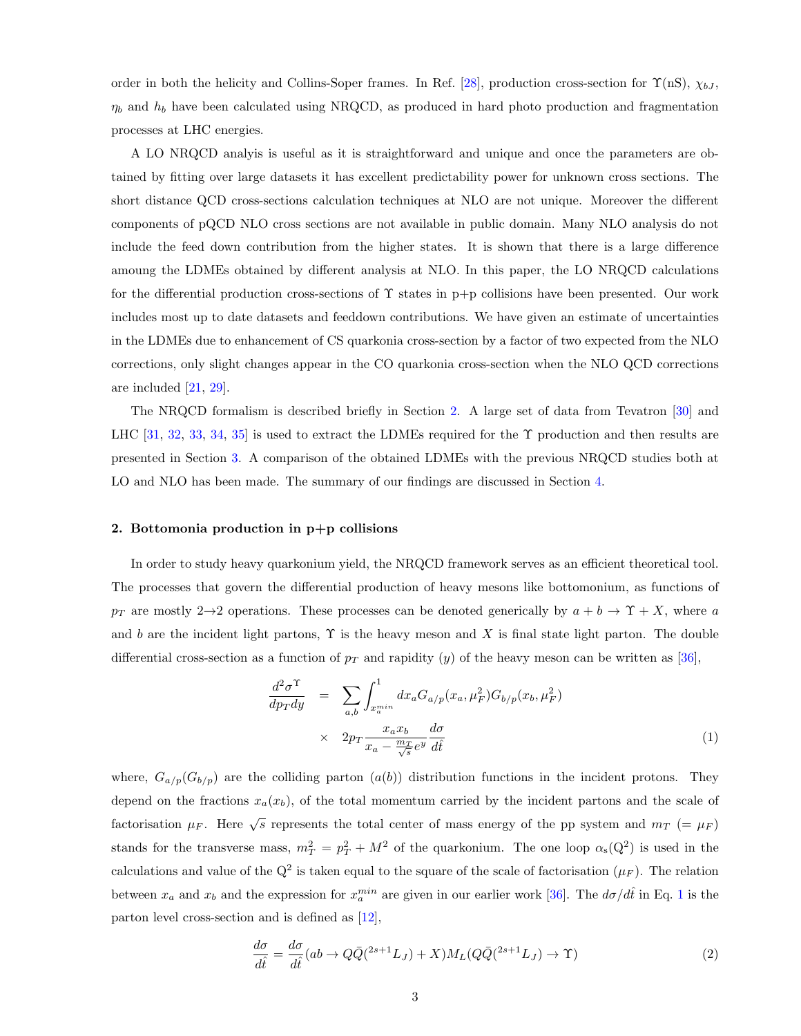order in both the helicity and Collins-Soper frames. In Ref. [28], production cross-section for $\Upsilon$(nS), $\chi_{bJ}$, $\eta_b$ and $h_b$ have been calculated using NRQCD, as produced in hard photo production and fragmentation processes at LHC energies.

A LO NRQCD analysis is useful as it is straightforward and unique and once the parameters are obtained by fitting over large datasets it has excellent predictability power for unknown cross sections. The short distance QCD cross-sections calculation techniques at NLO are not unique. Moreover the different components of pQCD NLO cross sections are not available in public domain. Many NLO analysis do not include the feed down contribution from the higher states. It is shown that there is a large difference amoung the LDMEs obtained by different analysis at NLO. In this paper, the LO NRQCD calculations for the differential production cross-sections of $\Upsilon$ states in p+p collisions have been presented. Our work includes most up to date datasets and feeddown contributions. We have given an estimate of uncertainties in the LDMEs due to enhancement of CS quarkonia cross-section by a factor of two expected from the NLO corrections, only slight changes appear in the CO quarkonia cross-section when the NLO QCD corrections are included [21, 29].

The NRQCD formalism is described briefly in Section 2. A large set of data from Tevatron [30] and LHC [31, 32, 33, 34, 35] is used to extract the LDMEs required for the $\Upsilon$ production and then results are presented in Section 3. A comparison of the obtained LDMEs with the previous NRQCD studies both at LO and NLO has been made. The summary of our findings are discussed in Section 4.

## 2. Bottomonia production in p+p collisions

In order to study heavy quarkonium yield, the NRQCD framework serves as an efficient theoretical tool. The processes that govern the differential production of heavy mesons like bottomonium, as functions of $p_T$ are mostly 2→2 operations. These processes can be denoted generically by $a + b \rightarrow \Upsilon + X$, where $a$ and $b$ are the incident light partons, $\Upsilon$ is the heavy meson and $X$ is final state light parton. The double differential cross-section as a function of $p_T$ and rapidity ($y$) of the heavy meson can be written as [36],

$$
\begin{aligned}
\frac{d^2\sigma^{\Upsilon}}{dp_T dy} &= \sum_{a,b} \int_{x_a^{min}}^{1} dx_a G_{a/p}(x_a, \mu_F^2) G_{b/p}(x_b, \mu_F^2) \\
&\times \quad 2p_T \frac{x_a x_b}{x_a - \frac{m_T}{\sqrt{s}} e^y} \frac{d\sigma}{d\hat{t}}
\end{aligned}
\tag{1}
$$

where, $G_{a/p}(G_{b/p})$ are the colliding parton ($a(b)$) distribution functions in the incident protons. They depend on the fractions $x_a(x_b)$, of the total momentum carried by the incident partons and the scale of factorisation $\mu_F$. Here $\sqrt{s}$ represents the total center of mass energy of the pp system and $m_T$ ($= \mu_F$) stands for the transverse mass, $m_T^2 = p_T^2 + M^2$ of the quarkonium. The one loop $\alpha_s(\mathrm{Q}^2)$ is used in the calculations and value of the $\mathrm{Q}^2$ is taken equal to the square of the scale of factorisation ($\mu_F$). The relation between $x_a$ and $x_b$ and the expression for $x_a^{min}$ are given in our earlier work [36]. The $d\sigma/d\hat{t}$ in Eq. 1 is the parton level cross-section and is defined as [12],

$$
\frac{d\sigma}{d\hat{t}} = \frac{d\sigma}{d\hat{t}}(ab \rightarrow Q\bar{Q}(^{2s+1}L_J) + X) M_L(Q\bar{Q}(^{2s+1}L_J) \rightarrow \Upsilon)
\tag{2}
$$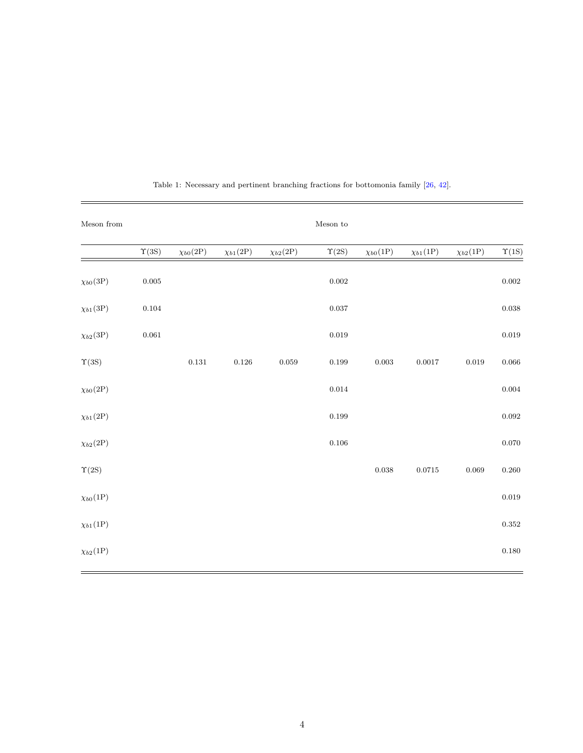Table 1: Necessary and pertinent branching fractions for bottomonia family [26, 42].

| Meson from | Meson to | | | | | | | | |
|---|---|---|---|---|---|---|---|---|---|
| | $\Upsilon$(3S) | $\chi_{b0}$(2P) | $\chi_{b1}$(2P) | $\chi_{b2}$(2P) | $\Upsilon$(2S) | $\chi_{b0}$(1P) | $\chi_{b1}$(1P) | $\chi_{b2}$(1P) | $\Upsilon$(1S) |
| $\chi_{b0}$(3P) | 0.005 | | | | 0.002 | | | | 0.002 |
| $\chi_{b1}$(3P) | 0.104 | | | | 0.037 | | | | 0.038 |
| $\chi_{b2}$(3P) | 0.061 | | | | 0.019 | | | | 0.019 |
| $\Upsilon$(3S) | | 0.131 | 0.126 | 0.059 | 0.199 | 0.003 | 0.0017 | 0.019 | 0.066 |
| $\chi_{b0}$(2P) | | | | | 0.014 | | | | 0.004 |
| $\chi_{b1}$(2P) | | | | | 0.199 | | | | 0.092 |
| $\chi_{b2}$(2P) | | | | | 0.106 | | | | 0.070 |
| $\Upsilon$(2S) | | | | | | 0.038 | 0.0715 | 0.069 | 0.260 |
| $\chi_{b0}$(1P) | | | | | | | | | 0.019 |
| $\chi_{b1}$(1P) | | | | | | | | | 0.352 |
| $\chi_{b2}$(1P) | | | | | | | | | 0.180 |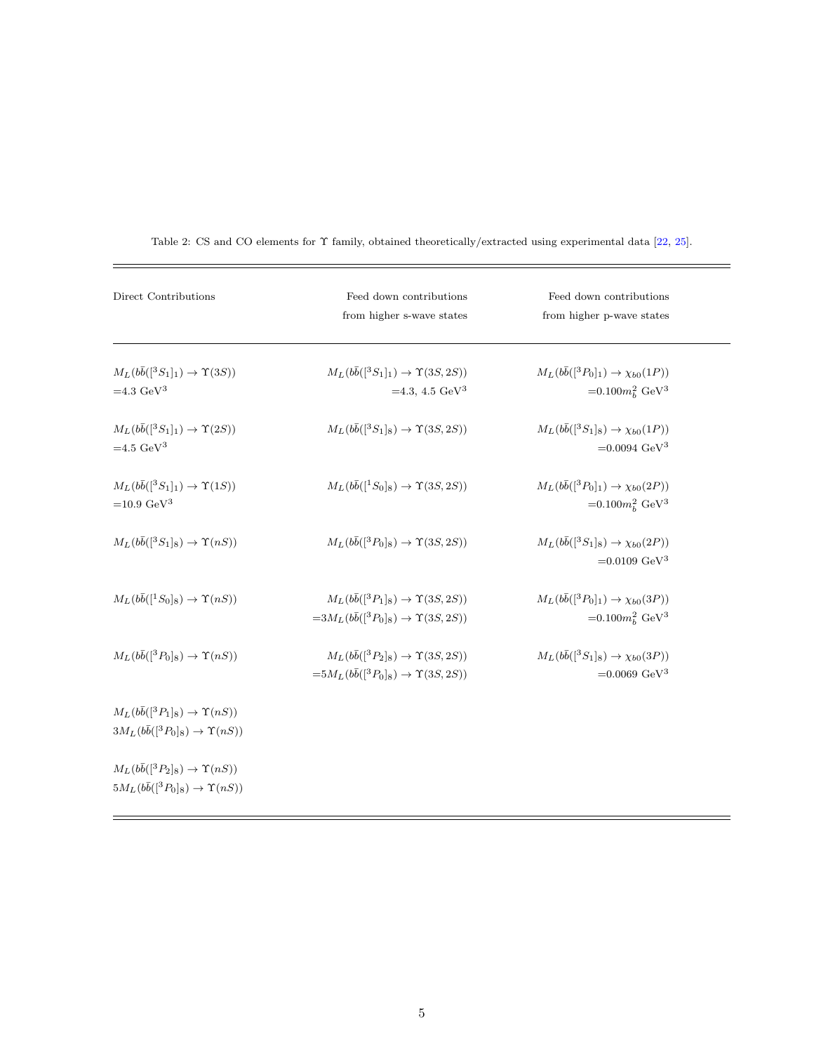Table 2: CS and CO elements for $\Upsilon$ family, obtained theoretically/extracted using experimental data [22, 25].

| Direct Contributions | Feed down contributions from higher s-wave states | Feed down contributions from higher p-wave states |
|---|---|---|
| $M_L(b\bar{b}([^3S_1]_1) \to \Upsilon(3S))$ $=4.3$ GeV$^3$ | $M_L(b\bar{b}([^3S_1]_1) \to \Upsilon(3S, 2S))$ $=4.3$, $4.5$ GeV$^3$ | $M_L(b\bar{b}([^3P_0]_1) \to \chi_{b0}(1P))$ $=0.100 m_b^2$ GeV$^3$ |
| $M_L(b\bar{b}([^3S_1]_1) \to \Upsilon(2S))$ $=4.5$ GeV$^3$ | $M_L(b\bar{b}([^3S_1]_8) \to \Upsilon(3S, 2S))$ | $M_L(b\bar{b}([^3S_1]_8) \to \chi_{b0}(1P))$ $=0.0094$ GeV$^3$ |
| $M_L(b\bar{b}([^3S_1]_1) \to \Upsilon(1S))$ $=10.9$ GeV$^3$ | $M_L(b\bar{b}([^1S_0]_8) \to \Upsilon(3S, 2S))$ | $M_L(b\bar{b}([^3P_0]_1) \to \chi_{b0}(2P))$ $=0.100 m_b^2$ GeV$^3$ |
| $M_L(b\bar{b}([^3S_1]_8) \to \Upsilon(nS))$ | $M_L(b\bar{b}([^3P_0]_8) \to \Upsilon(3S, 2S))$ | $M_L(b\bar{b}([^3S_1]_8) \to \chi_{b0}(2P))$ $=0.0109$ GeV$^3$ |
| $M_L(b\bar{b}([^1S_0]_8) \to \Upsilon(nS))$ | $M_L(b\bar{b}([^3P_1]_8) \to \Upsilon(3S, 2S))$ $=3M_L(b\bar{b}([^3P_0]_8) \to \Upsilon(3S, 2S))$ | $M_L(b\bar{b}([^3P_0]_1) \to \chi_{b0}(3P))$ $=0.100 m_b^2$ GeV$^3$ |
| $M_L(b\bar{b}([^3P_0]_8) \to \Upsilon(nS))$ | $M_L(b\bar{b}([^3P_2]_8) \to \Upsilon(3S, 2S))$ $=5M_L(b\bar{b}([^3P_0]_8) \to \Upsilon(3S, 2S))$ | $M_L(b\bar{b}([^3S_1]_8) \to \chi_{b0}(3P))$ $=0.0069$ GeV$^3$ |
| $M_L(b\bar{b}([^3P_1]_8) \to \Upsilon(nS))$ $3M_L(b\bar{b}([^3P_0]_8) \to \Upsilon(nS))$ | | |
| $M_L(b\bar{b}([^3P_2]_8) \to \Upsilon(nS))$ $5M_L(b\bar{b}([^3P_0]_8) \to \Upsilon(nS))$ | | |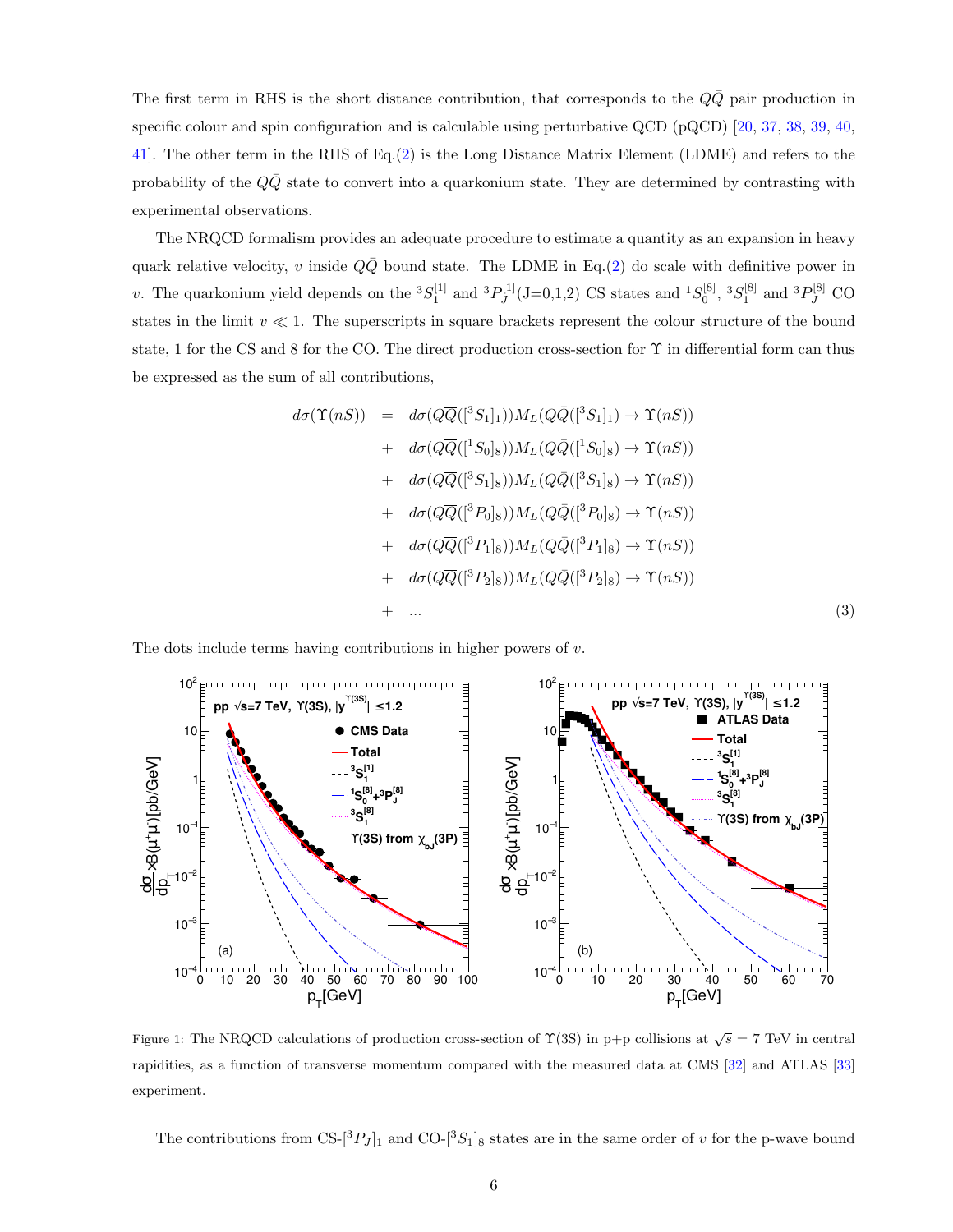The first term in RHS is the short distance contribution, that corresponds to the $Q\bar{Q}$ pair production in specific colour and spin configuration and is calculable using perturbative QCD (pQCD) [20, 37, 38, 39, 40, 41]. The other term in the RHS of Eq.(2) is the Long Distance Matrix Element (LDME) and refers to the probability of the $Q\bar{Q}$ state to convert into a quarkonium state. They are determined by contrasting with experimental observations.

The NRQCD formalism provides an adequate procedure to estimate a quantity as an expansion in heavy quark relative velocity, $v$ inside $Q\bar{Q}$ bound state. The LDME in Eq.(2) do scale with definitive power in $v$. The quarkonium yield depends on the ${}^3S_1^{[1]}$ and ${}^3P_J^{[1]}$(J=0,1,2) CS states and ${}^1S_0^{[8]}$, ${}^3S_1^{[8]}$ and ${}^3P_J^{[8]}$ CO states in the limit $v \ll 1$. The superscripts in square brackets represent the colour structure of the bound state, 1 for the CS and 8 for the CO. The direct production cross-section for $\Upsilon$ in differential form can thus be expressed as the sum of all contributions,

$$
\begin{aligned}
d\sigma(\Upsilon(nS)) \;=\;& d\sigma(Q\overline{Q}([{}^3S_1]_1))M_L(Q\bar{Q}([{}^3S_1]_1) \rightarrow \Upsilon(nS)) \\
+\;& d\sigma(Q\overline{Q}([{}^1S_0]_8))M_L(Q\bar{Q}([{}^1S_0]_8) \rightarrow \Upsilon(nS)) \\
+\;& d\sigma(Q\overline{Q}([{}^3S_1]_8))M_L(Q\bar{Q}([{}^3S_1]_8) \rightarrow \Upsilon(nS)) \\
+\;& d\sigma(Q\overline{Q}([{}^3P_0]_8))M_L(Q\bar{Q}([{}^3P_0]_8) \rightarrow \Upsilon(nS)) \\
+\;& d\sigma(Q\overline{Q}([{}^3P_1]_8))M_L(Q\bar{Q}([{}^3P_1]_8) \rightarrow \Upsilon(nS)) \\
+\;& d\sigma(Q\overline{Q}([{}^3P_2]_8))M_L(Q\bar{Q}([{}^3P_2]_8) \rightarrow \Upsilon(nS)) \\
+\;& \ldots
\end{aligned}
\tag{3}
$$

The dots include terms having contributions in higher powers of $v$.

Figure 1: The NRQCD calculations of production cross-section of $\Upsilon$(3S) in p+p collisions at $\sqrt{s}$ = 7 TeV in central rapidities, as a function of transverse momentum compared with the measured data at CMS [32] and ATLAS [33] experiment.

The contributions from CS-$[{}^3P_J]_1$ and CO-$[{}^3S_1]_8$ states are in the same order of $v$ for the p-wave bound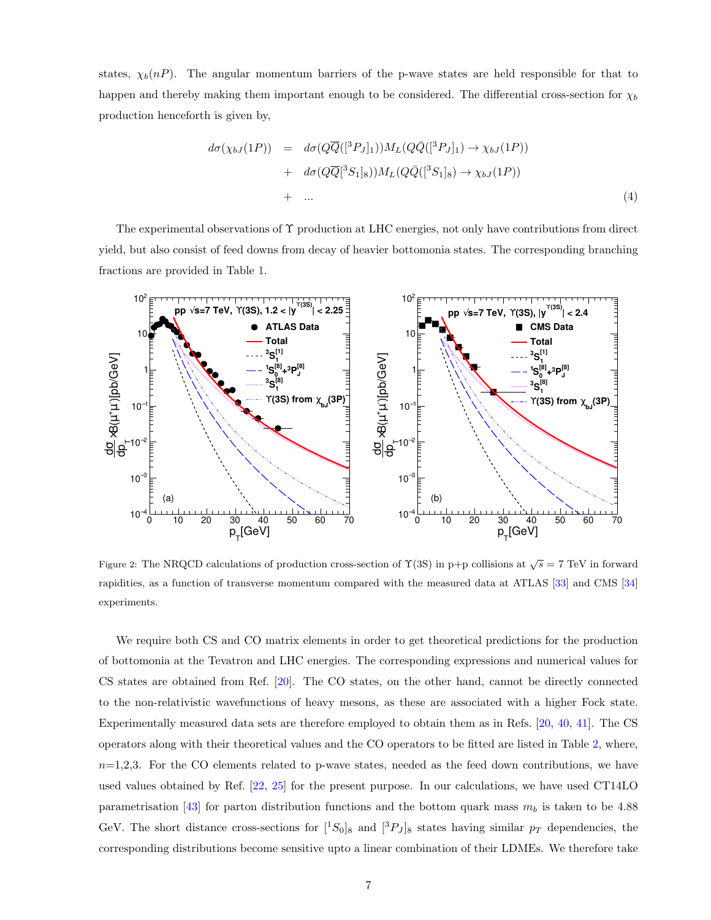states, $\chi_b(nP)$. The angular momentum barriers of the p-wave states are held responsible for that to happen and thereby making them important enough to be considered. The differential cross-section for $\chi_b$ production henceforth is given by,

$$
\begin{aligned}
d\sigma(\chi_{bJ}(1P)) &= d\sigma(Q\overline{Q}([^3P_J]_1))M_L(Q\bar{Q}([^3P_J]_1) \to \chi_{bJ}(1P)) \\
&+ d\sigma(Q\overline{Q}[^3S_1]_8))M_L(Q\bar{Q}([^3S_1]_8) \to \chi_{bJ}(1P)) \\
&+ \ldots
\end{aligned}
\tag{4}
$$

The experimental observations of $\Upsilon$ production at LHC energies, not only have contributions from direct yield, but also consist of feed downs from decay of heavier bottomonia states. The corresponding branching fractions are provided in Table 1.

Figure 2: The NRQCD calculations of production cross-section of $\Upsilon$(3S) in p+p collisions at $\sqrt{s} = 7$ TeV in forward rapidities, as a function of transverse momentum compared with the measured data at ATLAS [33] and CMS [34] experiments.

We require both CS and CO matrix elements in order to get theoretical predictions for the production of bottomonia at the Tevatron and LHC energies. The corresponding expressions and numerical values for CS states are obtained from Ref. [20]. The CO states, on the other hand, cannot be directly connected to the non-relativistic wavefunctions of heavy mesons, as these are associated with a higher Fock state. Experimentally measured data sets are therefore employed to obtain them as in Refs. [20, 40, 41]. The CS operators along with their theoretical values and the CO operators to be fitted are listed in Table 2, where, $n$=1,2,3. For the CO elements related to p-wave states, needed as the feed down contributions, we have used values obtained by Ref. [22, 25] for the present purpose. In our calculations, we have used CT14LO parametrisation [43] for parton distribution functions and the bottom quark mass $m_b$ is taken to be 4.88 GeV. The short distance cross-sections for $[^1S_0]_8$ and $[^3P_J]_8$ states having similar $p_T$ dependencies, the corresponding distributions become sensitive upto a linear combination of their LDMEs. We therefore take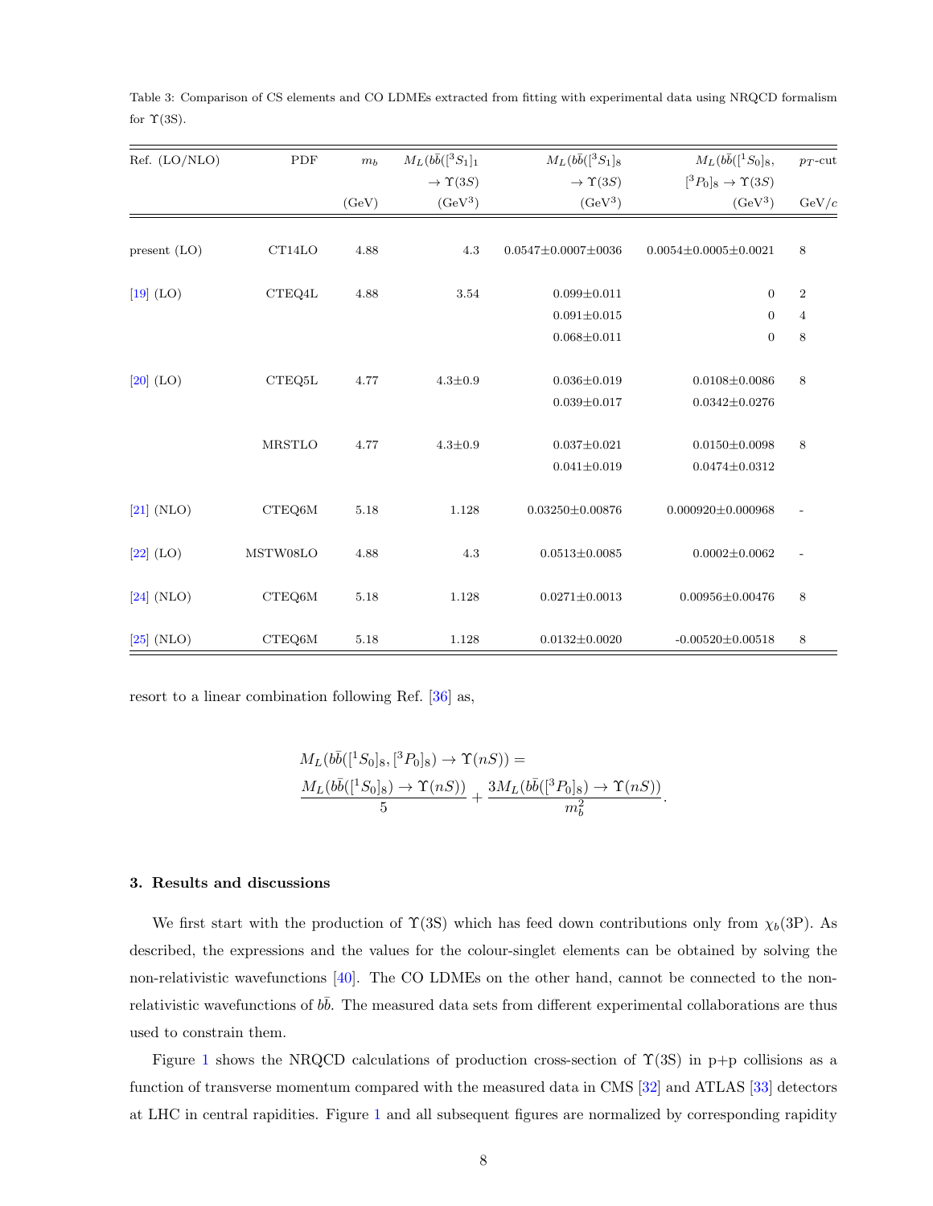Table 3: Comparison of CS elements and CO LDMEs extracted from fitting with experimental data using NRQCD formalism for $\Upsilon$(3S).

| Ref. (LO/NLO) | PDF | $m_b$ (GeV) | $M_L(b\bar{b}([^3S_1]_1 \to \Upsilon(3S)$ (GeV$^3$) | $M_L(b\bar{b}([^3S_1]_8 \to \Upsilon(3S)$ (GeV$^3$) | $M_L(b\bar{b}([^1S_0]_8, [^3P_0]_8 \to \Upsilon(3S)$ (GeV$^3$) | $p_T$-cut GeV/$c$ |
|---|---|---|---|---|---|---|
| present (LO) | CT14LO | 4.88 | 4.3 | 0.0547±0.0007±0036 | 0.0054±0.0005±0.0021 | 8 |
| [19] (LO) | CTEQ4L | 4.88 | 3.54 | 0.099±0.011 | 0 | 2 |
| | | | | 0.091±0.015 | 0 | 4 |
| | | | | 0.068±0.011 | 0 | 8 |
| [20] (LO) | CTEQ5L | 4.77 | 4.3±0.9 | 0.036±0.019 | 0.0108±0.0086 | 8 |
| | | | | 0.039±0.017 | 0.0342±0.0276 | |
| | MRSTLO | 4.77 | 4.3±0.9 | 0.037±0.021 | 0.0150±0.0098 | 8 |
| | | | | 0.041±0.019 | 0.0474±0.0312 | |
| [21] (NLO) | CTEQ6M | 5.18 | 1.128 | 0.03250±0.00876 | 0.000920±0.000968 | - |
| [22] (LO) | MSTW08LO | 4.88 | 4.3 | 0.0513±0.0085 | 0.0002±0.0062 | - |
| [24] (NLO) | CTEQ6M | 5.18 | 1.128 | 0.0271±0.0013 | 0.00956±0.00476 | 8 |
| [25] (NLO) | CTEQ6M | 5.18 | 1.128 | 0.0132±0.0020 | -0.00520±0.00518 | 8 |

resort to a linear combination following Ref. [36] as,

$$M_L(b\bar{b}([^1S_0]_8, [^3P_0]_8) \to \Upsilon(nS)) = \frac{M_L(b\bar{b}([^1S_0]_8) \to \Upsilon(nS))}{5} + \frac{3M_L(b\bar{b}([^3P_0]_8) \to \Upsilon(nS))}{m_b^2}.$$

## 3. Results and discussions

We first start with the production of $\Upsilon$(3S) which has feed down contributions only from $\chi_b$(3P). As described, the expressions and the values for the colour-singlet elements can be obtained by solving the non-relativistic wavefunctions [40]. The CO LDMEs on the other hand, cannot be connected to the non-relativistic wavefunctions of $b\bar{b}$. The measured data sets from different experimental collaborations are thus used to constrain them.

Figure 1 shows the NRQCD calculations of production cross-section of $\Upsilon$(3S) in p+p collisions as a function of transverse momentum compared with the measured data in CMS [32] and ATLAS [33] detectors at LHC in central rapidities. Figure 1 and all subsequent figures are normalized by corresponding rapidity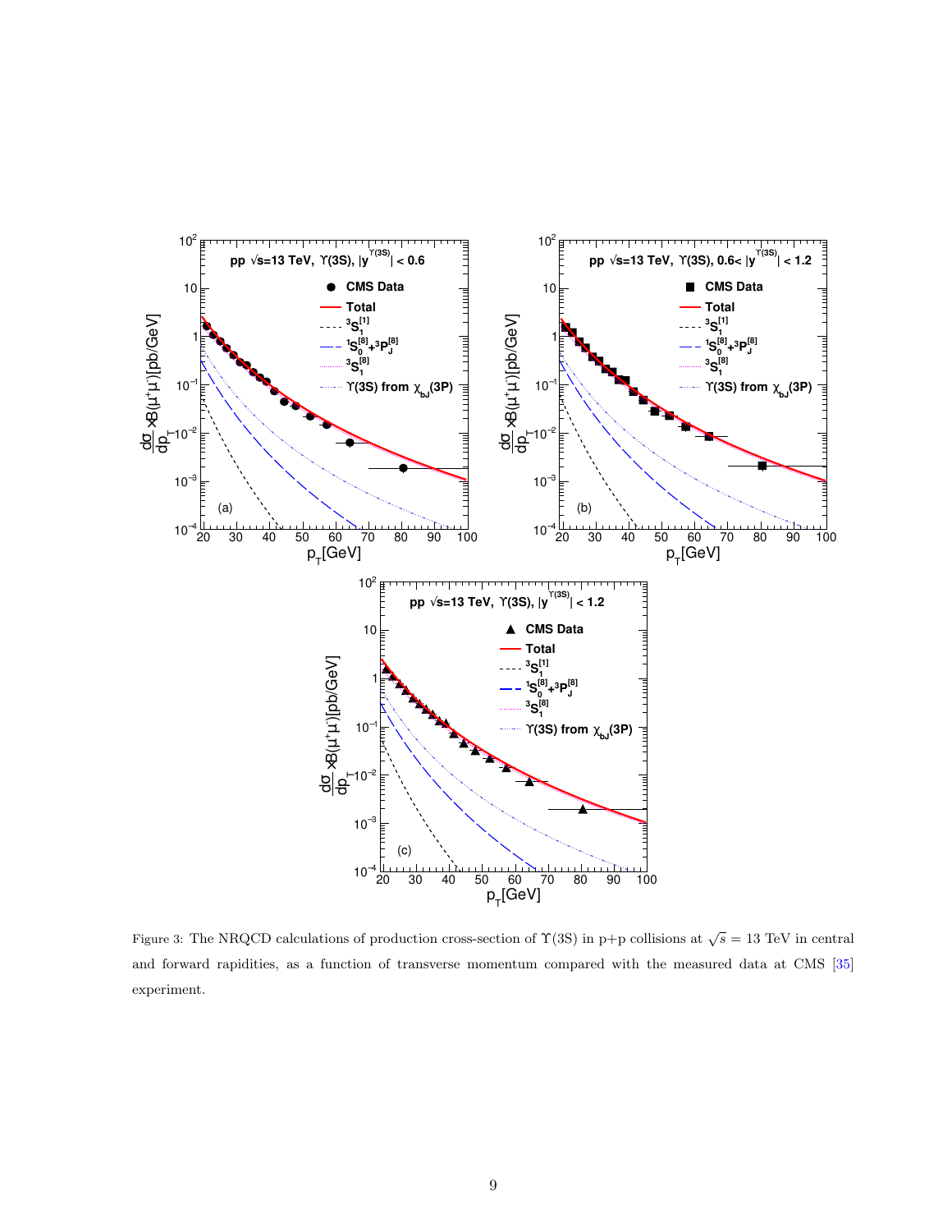Figure 3: The NRQCD calculations of production cross-section of $\Upsilon$(3S) in p+p collisions at $\sqrt{s} = 13$ TeV in central and forward rapidities, as a function of transverse momentum compared with the measured data at CMS [35] experiment.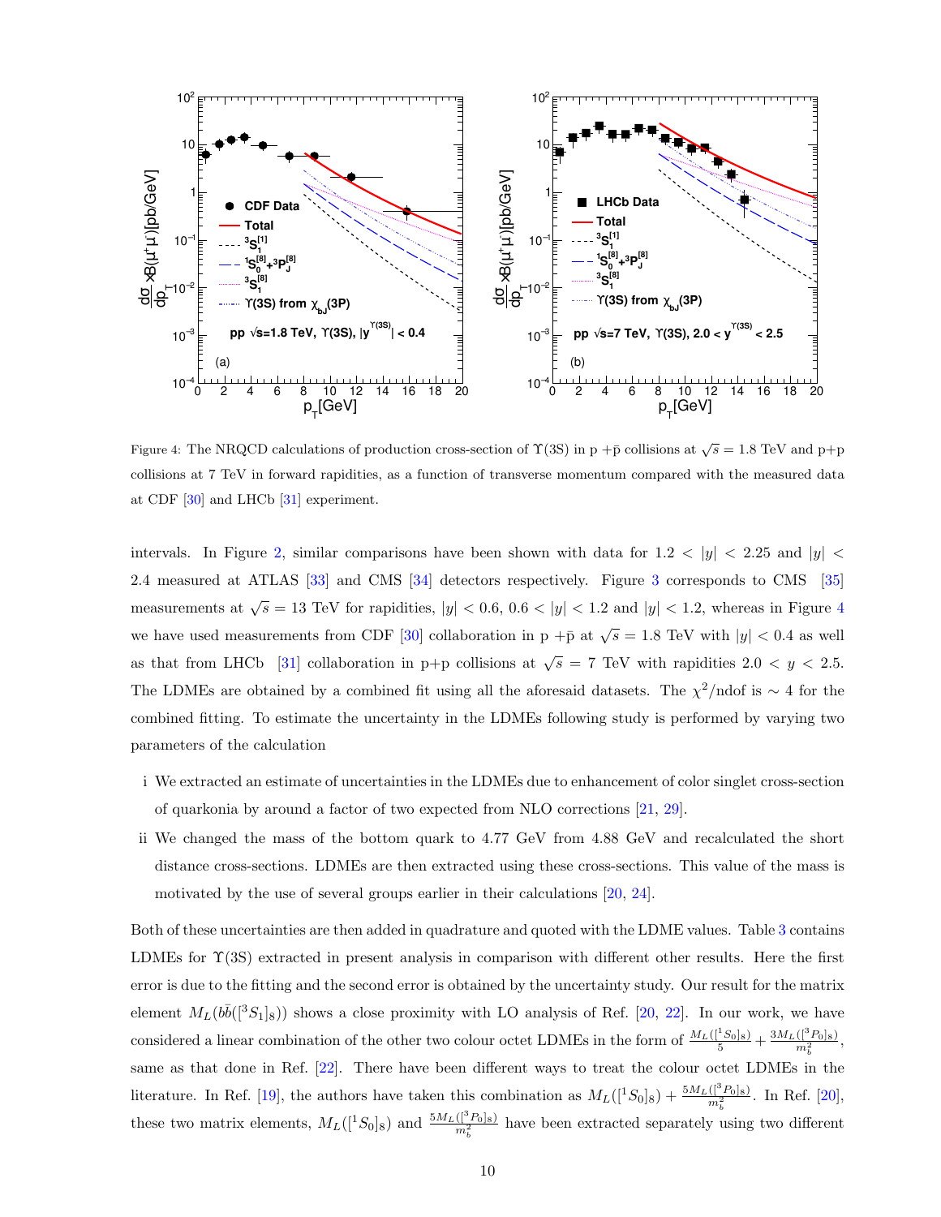Figure 4: The NRQCD calculations of production cross-section of $\Upsilon$(3S) in p +$\bar{\text{p}}$ collisions at $\sqrt{s}$ = 1.8 TeV and p+p collisions at 7 TeV in forward rapidities, as a function of transverse momentum compared with the measured data at CDF [30] and LHCb [31] experiment.

intervals. In Figure 2, similar comparisons have been shown with data for $1.2 < |y| < 2.25$ and $|y| < 2.4$ measured at ATLAS [33] and CMS [34] detectors respectively. Figure 3 corresponds to CMS [35] measurements at $\sqrt{s}$ = 13 TeV for rapidities, $|y| < 0.6$, $0.6 < |y| < 1.2$ and $|y| < 1.2$, whereas in Figure 4 we have used measurements from CDF [30] collaboration in p +$\bar{\text{p}}$ at $\sqrt{s}$ = 1.8 TeV with $|y| < 0.4$ as well as that from LHCb [31] collaboration in p+p collisions at $\sqrt{s}$ = 7 TeV with rapidities $2.0 < y < 2.5$. The LDMEs are obtained by a combined fit using all the aforesaid datasets. The $\chi^2$/ndof is $\sim 4$ for the combined fitting. To estimate the uncertainty in the LDMEs following study is performed by varying two parameters of the calculation

i We extracted an estimate of uncertainties in the LDMEs due to enhancement of color singlet cross-section of quarkonia by around a factor of two expected from NLO corrections [21, 29].

ii We changed the mass of the bottom quark to 4.77 GeV from 4.88 GeV and recalculated the short distance cross-sections. LDMEs are then extracted using these cross-sections. This value of the mass is motivated by the use of several groups earlier in their calculations [20, 24].

Both of these uncertainties are then added in quadrature and quoted with the LDME values. Table 3 contains LDMEs for $\Upsilon$(3S) extracted in present analysis in comparison with different other results. Here the first error is due to the fitting and the second error is obtained by the uncertainty study. Our result for the matrix element $M_L(b\bar{b}([^3S_1]_8))$ shows a close proximity with LO analysis of Ref. [20, 22]. In our work, we have considered a linear combination of the other two colour octet LDMEs in the form of $\frac{M_L([^1S_0]_8)}{5} + \frac{3M_L([^3P_0]_8)}{m_b^2}$, same as that done in Ref. [22]. There have been different ways to treat the colour octet LDMEs in the literature. In Ref. [19], the authors have taken this combination as $M_L([^1S_0]_8) + \frac{5M_L([^3P_0]_8)}{m_b^2}$. In Ref. [20], these two matrix elements, $M_L([^1S_0]_8)$ and $\frac{5M_L([^3P_0]_8)}{m_b^2}$ have been extracted separately using two different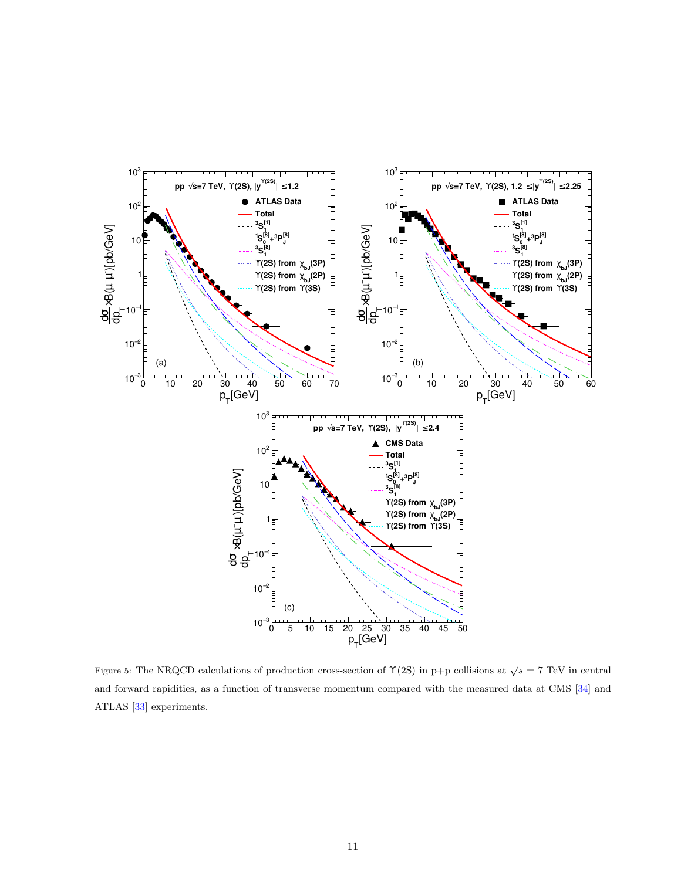Figure 5: The NRQCD calculations of production cross-section of $\Upsilon(2S)$ in p+p collisions at $\sqrt{s} = 7$ TeV in central and forward rapidities, as a function of transverse momentum compared with the measured data at CMS [34] and ATLAS [33] experiments.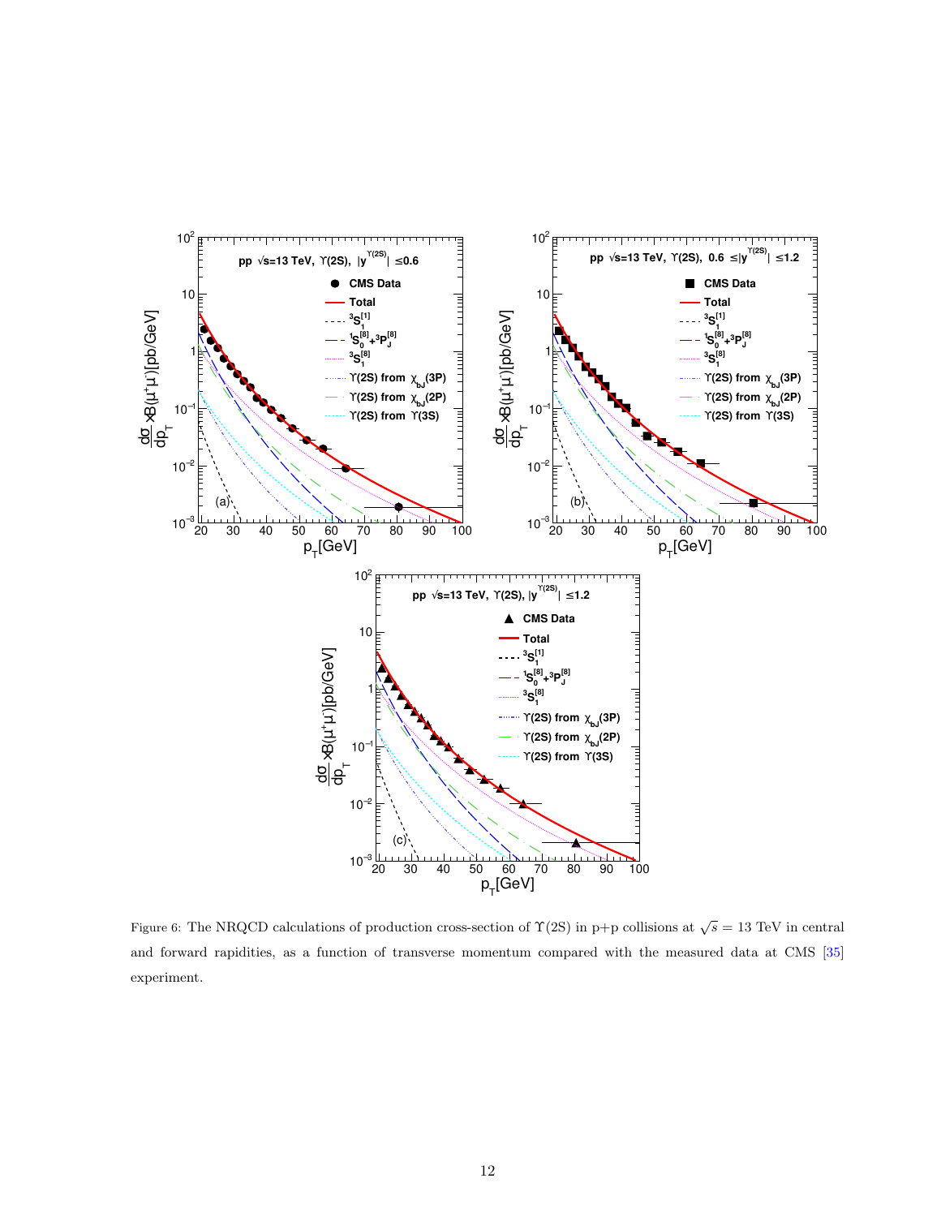Figure 6: The NRQCD calculations of production cross-section of $\Upsilon(2S)$ in p+p collisions at $\sqrt{s} = 13$ TeV in central and forward rapidities, as a function of transverse momentum compared with the measured data at CMS [35] experiment.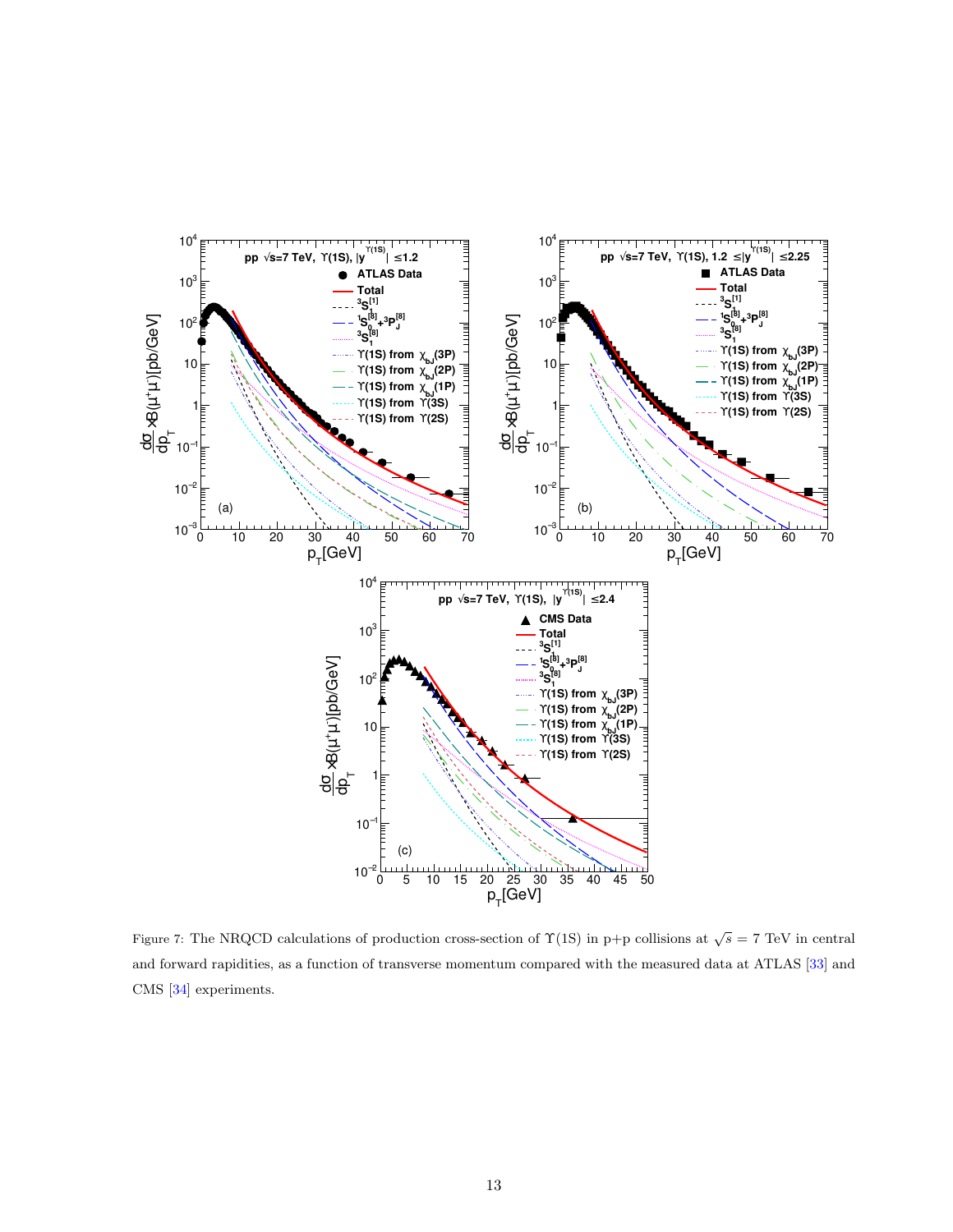Figure 7: The NRQCD calculations of production cross-section of $\Upsilon(1S)$ in p+p collisions at $\sqrt{s} = 7$ TeV in central and forward rapidities, as a function of transverse momentum compared with the measured data at ATLAS [33] and CMS [34] experiments.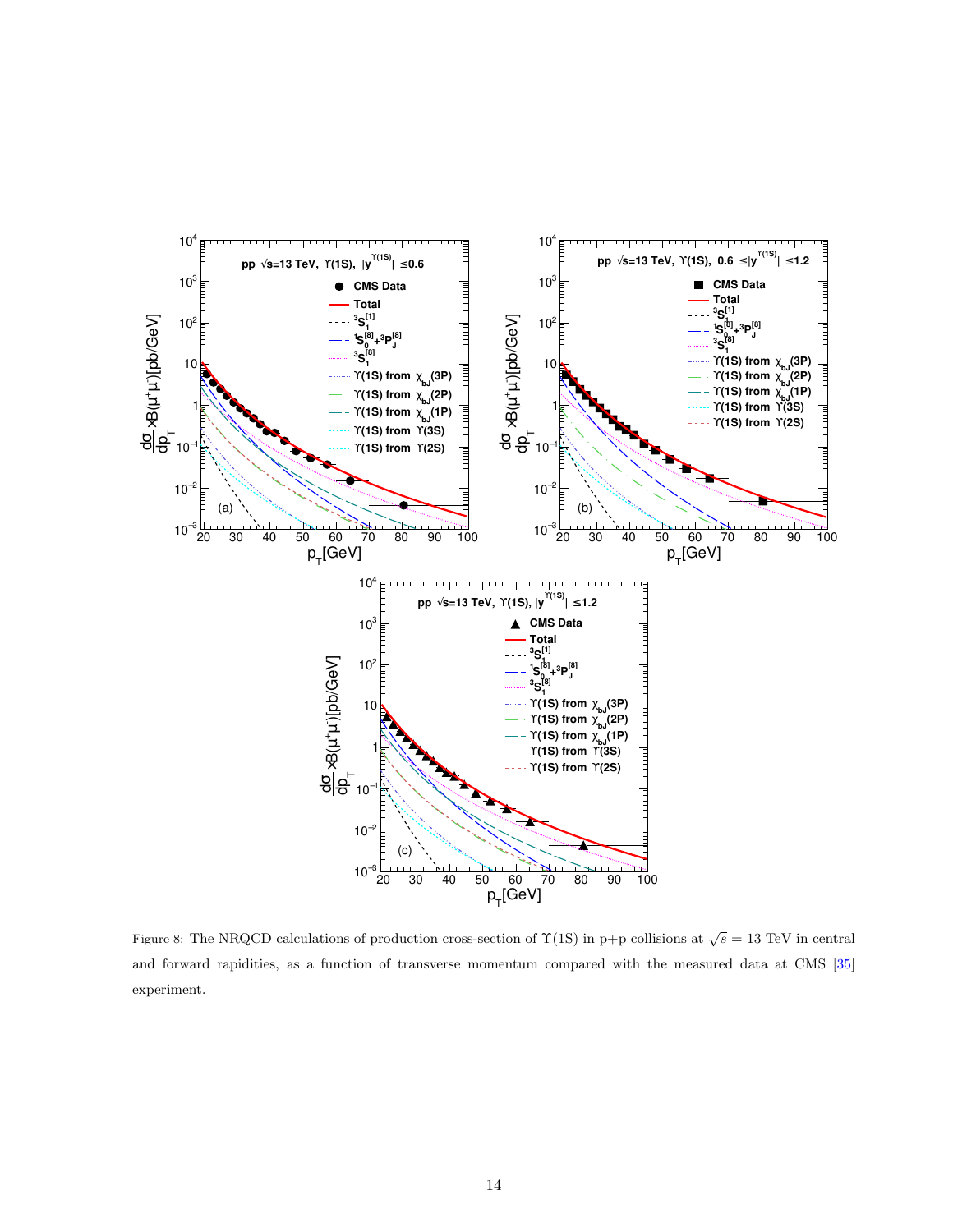Figure 8: The NRQCD calculations of production cross-section of $\Upsilon(1S)$ in p+p collisions at $\sqrt{s} = 13$ TeV in central and forward rapidities, as a function of transverse momentum compared with the measured data at CMS [35] experiment.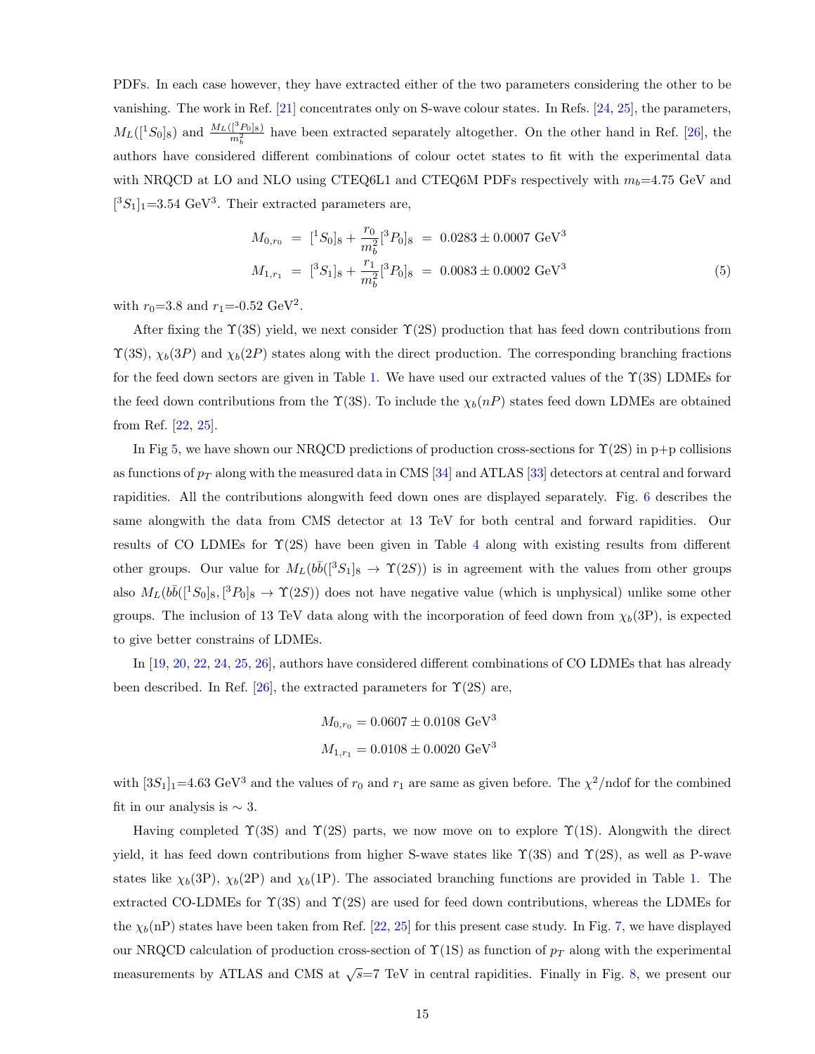PDFs. In each case however, they have extracted either of the two parameters considering the other to be vanishing. The work in Ref. [21] concentrates only on S-wave colour states. In Refs. [24, 25], the parameters, $M_L([^1S_0]_8)$ and $\frac{M_L([^3P_0]_8)}{m_b^2}$ have been extracted separately altogether. On the other hand in Ref. [26], the authors have considered different combinations of colour octet states to fit with the experimental data with NRQCD at LO and NLO using CTEQ6L1 and CTEQ6M PDFs respectively with $m_b$=4.75 GeV and $[^3S_1]_1$=3.54 GeV$^3$. Their extracted parameters are,

$$
\begin{aligned}
M_{0,r_0} &= [^1S_0]_8 + \frac{r_0}{m_b^2}[^3P_0]_8 = 0.0283 \pm 0.0007 \text{ GeV}^3 \\
M_{1,r_1} &= [^3S_1]_8 + \frac{r_1}{m_b^2}[^3P_0]_8 = 0.0083 \pm 0.0002 \text{ GeV}^3
\end{aligned} \tag{5}
$$

with $r_0$=3.8 and $r_1$=-0.52 GeV$^2$.

After fixing the $\Upsilon$(3S) yield, we next consider $\Upsilon$(2S) production that has feed down contributions from $\Upsilon$(3S), $\chi_b(3P)$ and $\chi_b(2P)$ states along with the direct production. The corresponding branching fractions for the feed down sectors are given in Table 1. We have used our extracted values of the $\Upsilon$(3S) LDMEs for the feed down contributions from the $\Upsilon$(3S). To include the $\chi_b(nP)$ states feed down LDMEs are obtained from Ref. [22, 25].

In Fig 5, we have shown our NRQCD predictions of production cross-sections for $\Upsilon$(2S) in p+p collisions as functions of $p_T$ along with the measured data in CMS [34] and ATLAS [33] detectors at central and forward rapidities. All the contributions alongwith feed down ones are displayed separately. Fig. 6 describes the same alongwith the data from CMS detector at 13 TeV for both central and forward rapidities. Our results of CO LDMEs for $\Upsilon$(2S) have been given in Table 4 along with existing results from different other groups. Our value for $M_L(b\bar{b}([^3S_1]_8 \rightarrow \Upsilon(2S))$ is in agreement with the values from other groups also $M_L(b\bar{b}([^1S_0]_8, [^3P_0]_8 \rightarrow \Upsilon(2S))$ does not have negative value (which is unphysical) unlike some other groups. The inclusion of 13 TeV data along with the incorporation of feed down from $\chi_b$(3P), is expected to give better constrains of LDMEs.

In [19, 20, 22, 24, 25, 26], authors have considered different combinations of CO LDMEs that has already been described. In Ref. [26], the extracted parameters for $\Upsilon$(2S) are,

$$
M_{0,r_0} = 0.0607 \pm 0.0108 \text{ GeV}^3
$$
$$
M_{1,r_1} = 0.0108 \pm 0.0020 \text{ GeV}^3
$$

with $[3S_1]_1$=4.63 GeV$^3$ and the values of $r_0$ and $r_1$ are same as given before. The $\chi^2$/ndof for the combined fit in our analysis is $\sim 3$.

Having completed $\Upsilon$(3S) and $\Upsilon$(2S) parts, we now move on to explore $\Upsilon$(1S). Alongwith the direct yield, it has feed down contributions from higher S-wave states like $\Upsilon$(3S) and $\Upsilon$(2S), as well as P-wave states like $\chi_b$(3P), $\chi_b$(2P) and $\chi_b$(1P). The associated branching functions are provided in Table 1. The extracted CO-LDMEs for $\Upsilon$(3S) and $\Upsilon$(2S) are used for feed down contributions, whereas the LDMEs for the $\chi_b$(nP) states have been taken from Ref. [22, 25] for this present case study. In Fig. 7, we have displayed our NRQCD calculation of production cross-section of $\Upsilon$(1S) as function of $p_T$ along with the experimental measurements by ATLAS and CMS at $\sqrt{s}$=7 TeV in central rapidities. Finally in Fig. 8, we present our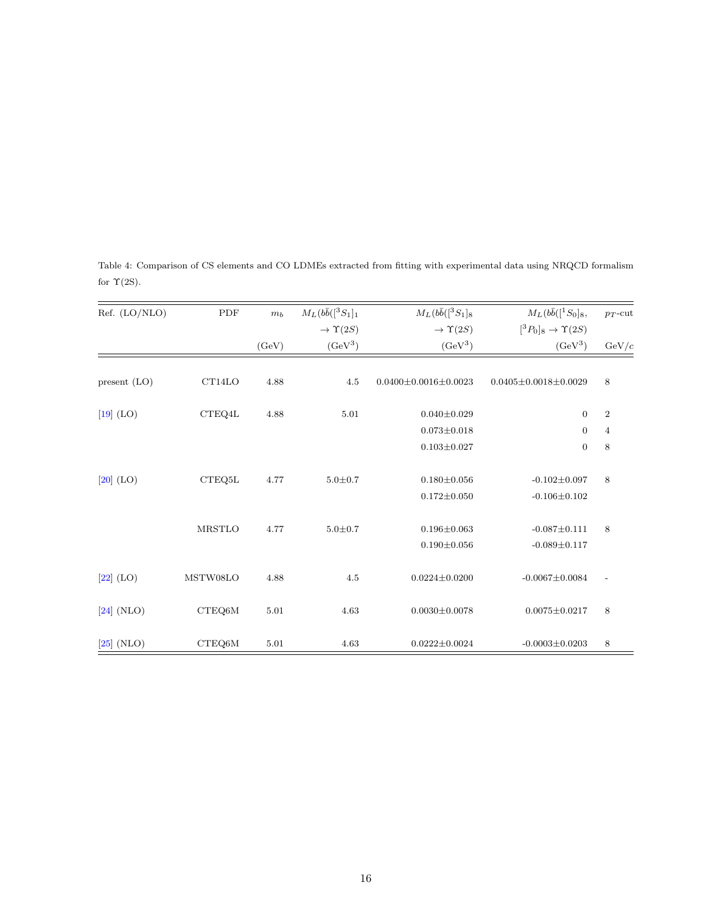Table 4: Comparison of CS elements and CO LDMEs extracted from fitting with experimental data using NRQCD formalism for $\Upsilon$(2S).

| Ref. (LO/NLO) | PDF | $m_b$ | $M_L(b\bar{b}([^3S_1]_1$ $\to \Upsilon(2S)$ | $M_L(b\bar{b}([^3S_1]_8$ $\to \Upsilon(2S)$ | $M_L(b\bar{b}([^1S_0]_8,$ $[^3P_0]_8 \to \Upsilon(2S)$ | $p_T$-cut |
|---|---|---|---|---|---|---|
| | | (GeV) | (GeV$^3$) | (GeV$^3$) | (GeV$^3$) | GeV/$c$ |
| present (LO) | CT14LO | 4.88 | 4.5 | 0.0400±0.0016±0.0023 | 0.0405±0.0018±0.0029 | 8 |
| [19] (LO) | CTEQ4L | 4.88 | 5.01 | 0.040±0.029 | 0 | 2 |
| | | | | 0.073±0.018 | 0 | 4 |
| | | | | 0.103±0.027 | 0 | 8 |
| [20] (LO) | CTEQ5L | 4.77 | 5.0±0.7 | 0.180±0.056 | -0.102±0.097 | 8 |
| | | | | 0.172±0.050 | -0.106±0.102 | |
| | MRSTLO | 4.77 | 5.0±0.7 | 0.196±0.063 | -0.087±0.111 | 8 |
| | | | | 0.190±0.056 | -0.089±0.117 | |
| [22] (LO) | MSTW08LO | 4.88 | 4.5 | 0.0224±0.0200 | -0.0067±0.0084 | - |
| [24] (NLO) | CTEQ6M | 5.01 | 4.63 | 0.0030±0.0078 | 0.0075±0.0217 | 8 |
| [25] (NLO) | CTEQ6M | 5.01 | 4.63 | 0.0222±0.0024 | -0.0003±0.0203 | 8 |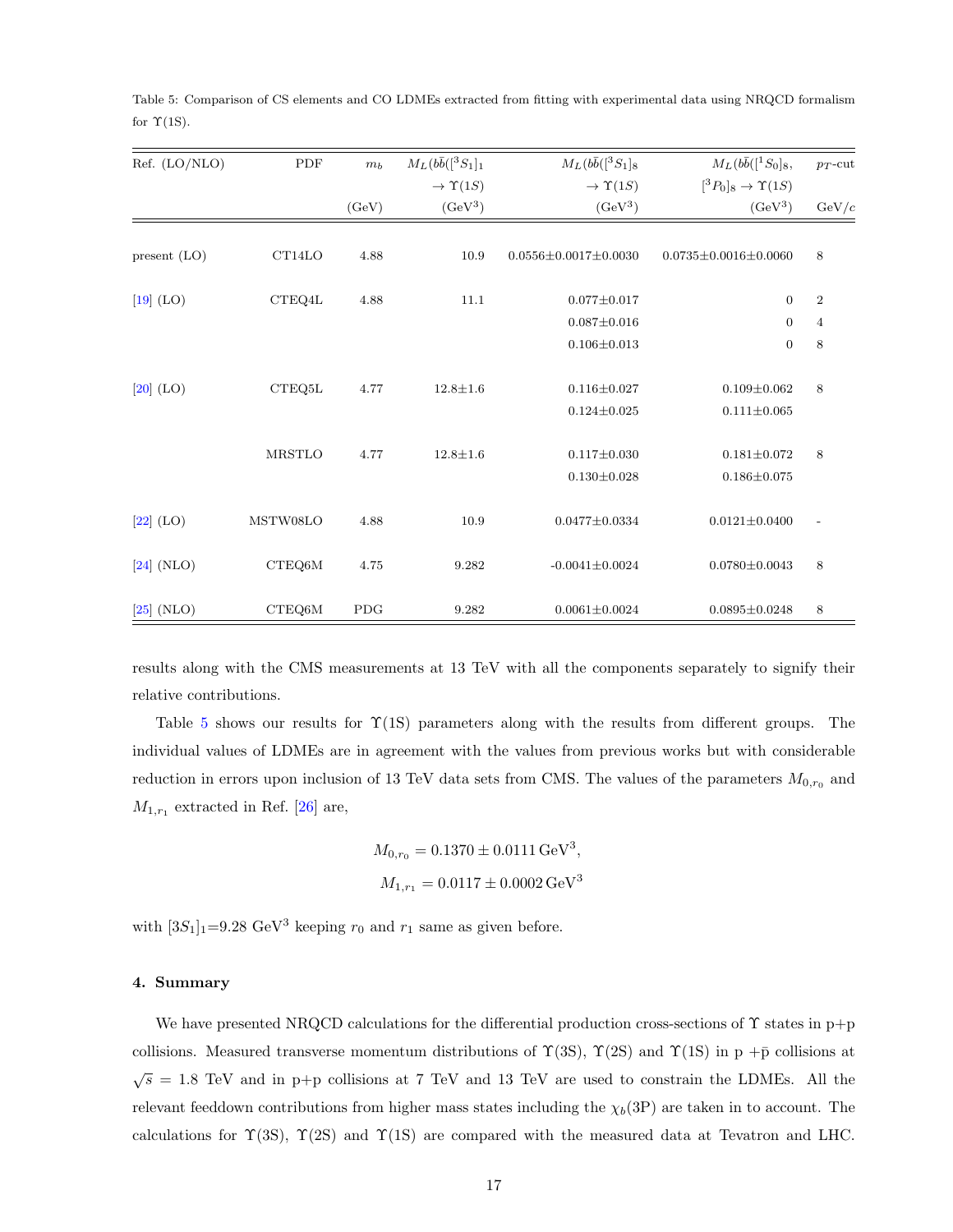Table 5: Comparison of CS elements and CO LDMEs extracted from fitting with experimental data using NRQCD formalism for $\Upsilon(1S)$.

| Ref. (LO/NLO) | PDF | $m_b$ (GeV) | $M_L(b\bar{b}([^3S_1]_1 \to \Upsilon(1S)$ (GeV$^3$) | $M_L(b\bar{b}([^3S_1]_8 \to \Upsilon(1S)$ (GeV$^3$) | $M_L(b\bar{b}([^1S_0]_8, [^3P_0]_8 \to \Upsilon(1S)$ (GeV$^3$) | $p_T$-cut GeV/$c$ |
|---|---|---|---|---|---|---|
| present (LO) | CT14LO | 4.88 | 10.9 | 0.0556±0.0017±0.0030 | 0.0735±0.0016±0.0060 | 8 |
| [19] (LO) | CTEQ4L | 4.88 | 11.1 | 0.077±0.017 | 0 | 2 |
| | | | | 0.087±0.016 | 0 | 4 |
| | | | | 0.106±0.013 | 0 | 8 |
| [20] (LO) | CTEQ5L | 4.77 | 12.8±1.6 | 0.116±0.027 | 0.109±0.062 | 8 |
| | | | | 0.124±0.025 | 0.111±0.065 | |
| | MRSTLO | 4.77 | 12.8±1.6 | 0.117±0.030 | 0.181±0.072 | 8 |
| | | | | 0.130±0.028 | 0.186±0.075 | |
| [22] (LO) | MSTW08LO | 4.88 | 10.9 | 0.0477±0.0334 | 0.0121±0.0400 | - |
| [24] (NLO) | CTEQ6M | 4.75 | 9.282 | -0.0041±0.0024 | 0.0780±0.0043 | 8 |
| [25] (NLO) | CTEQ6M | PDG | 9.282 | 0.0061±0.0024 | 0.0895±0.0248 | 8 |

results along with the CMS measurements at 13 TeV with all the components separately to signify their relative contributions.

Table 5 shows our results for $\Upsilon$(1S) parameters along with the results from different groups. The individual values of LDMEs are in agreement with the values from previous works but with considerable reduction in errors upon inclusion of 13 TeV data sets from CMS. The values of the parameters $M_{0,r_0}$ and $M_{1,r_1}$ extracted in Ref. [26] are,

$$M_{0,r_0} = 0.1370 \pm 0.0111\,\mathrm{GeV}^3,$$
$$M_{1,r_1} = 0.0117 \pm 0.0002\,\mathrm{GeV}^3$$

with $[3S_1]_1$=9.28 GeV$^3$ keeping $r_0$ and $r_1$ same as given before.

#### 4. Summary

We have presented NRQCD calculations for the differential production cross-sections of $\Upsilon$ states in p+p collisions. Measured transverse momentum distributions of $\Upsilon$(3S), $\Upsilon$(2S) and $\Upsilon$(1S) in p +$\bar{\text{p}}$ collisions at $\sqrt{s}$ = 1.8 TeV and in p+p collisions at 7 TeV and 13 TeV are used to constrain the LDMEs. All the relevant feeddown contributions from higher mass states including the $\chi_b$(3P) are taken in to account. The calculations for $\Upsilon$(3S), $\Upsilon$(2S) and $\Upsilon$(1S) are compared with the measured data at Tevatron and LHC.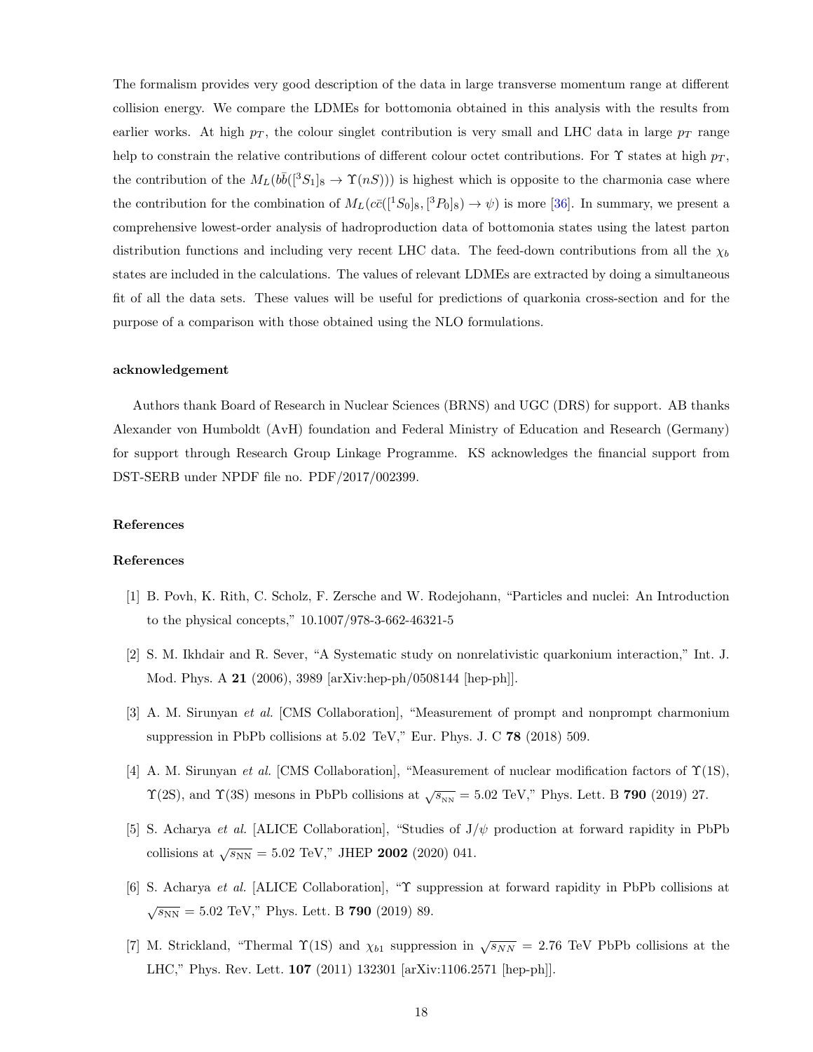The formalism provides very good description of the data in large transverse momentum range at different collision energy. We compare the LDMEs for bottomonia obtained in this analysis with the results from earlier works. At high $p_T$, the colour singlet contribution is very small and LHC data in large $p_T$ range help to constrain the relative contributions of different colour octet contributions. For $\Upsilon$ states at high $p_T$, the contribution of the $M_L(b\bar{b}([^3S_1]_8 \to \Upsilon(nS)))$ is highest which is opposite to the charmonia case where the contribution for the combination of $M_L(c\bar{c}([^1S_0]_8, [^3P_0]_8) \to \psi)$ is more [36]. In summary, we present a comprehensive lowest-order analysis of hadroproduction data of bottomonia states using the latest parton distribution functions and including very recent LHC data. The feed-down contributions from all the $\chi_b$ states are included in the calculations. The values of relevant LDMEs are extracted by doing a simultaneous fit of all the data sets. These values will be useful for predictions of quarkonia cross-section and for the purpose of a comparison with those obtained using the NLO formulations.

#### acknowledgement

Authors thank Board of Research in Nuclear Sciences (BRNS) and UGC (DRS) for support. AB thanks Alexander von Humboldt (AvH) foundation and Federal Ministry of Education and Research (Germany) for support through Research Group Linkage Programme. KS acknowledges the financial support from DST-SERB under NPDF file no. PDF/2017/002399.

#### References

#### References

[1] B. Povh, K. Rith, C. Scholz, F. Zersche and W. Rodejohann, "Particles and nuclei: An Introduction to the physical concepts," 10.1007/978-3-662-46321-5

[2] S. M. Ikhdair and R. Sever, "A Systematic study on nonrelativistic quarkonium interaction," Int. J. Mod. Phys. A **21** (2006), 3989 [arXiv:hep-ph/0508144 [hep-ph]].

[3] A. M. Sirunyan *et al.* [CMS Collaboration], "Measurement of prompt and nonprompt charmonium suppression in PbPb collisions at 5.02 TeV," Eur. Phys. J. C **78** (2018) 509.

[4] A. M. Sirunyan *et al.* [CMS Collaboration], "Measurement of nuclear modification factors of $\Upsilon$(1S), $\Upsilon$(2S), and $\Upsilon$(3S) mesons in PbPb collisions at $\sqrt{s_{\rm NN}} = 5.02$ TeV," Phys. Lett. B **790** (2019) 27.

[5] S. Acharya *et al.* [ALICE Collaboration], "Studies of J/$\psi$ production at forward rapidity in PbPb collisions at $\sqrt{s_{\rm NN}} = 5.02$ TeV," JHEP **2002** (2020) 041.

[6] S. Acharya *et al.* [ALICE Collaboration], "$\Upsilon$ suppression at forward rapidity in PbPb collisions at $\sqrt{s_{\rm NN}} = 5.02$ TeV," Phys. Lett. B **790** (2019) 89.

[7] M. Strickland, "Thermal $\Upsilon$(1S) and $\chi_{b1}$ suppression in $\sqrt{s_{NN}} = 2.76$ TeV PbPb collisions at the LHC," Phys. Rev. Lett. **107** (2011) 132301 [arXiv:1106.2571 [hep-ph]].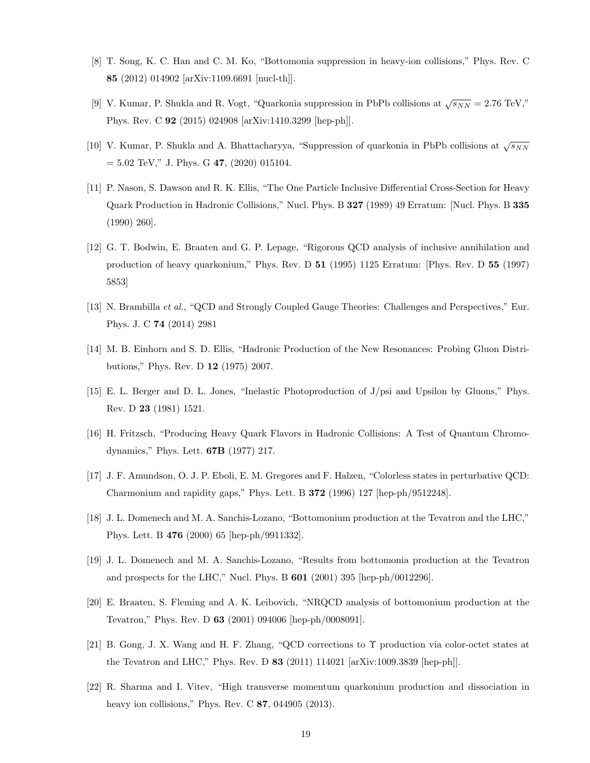[8] T. Song, K. C. Han and C. M. Ko, "Bottomonia suppression in heavy-ion collisions," Phys. Rev. C **85** (2012) 014902 [arXiv:1109.6691 [nucl-th]].

[9] V. Kumar, P. Shukla and R. Vogt, "Quarkonia suppression in PbPb collisions at $\sqrt{s_{NN}} = 2.76$ TeV," Phys. Rev. C **92** (2015) 024908 [arXiv:1410.3299 [hep-ph]].

[10] V. Kumar, P. Shukla and A. Bhattacharyya, "Suppression of quarkonia in PbPb collisions at $\sqrt{s_{NN}}$ = 5.02 TeV," J. Phys. G **47**, (2020) 015104.

[11] P. Nason, S. Dawson and R. K. Ellis, "The One Particle Inclusive Differential Cross-Section for Heavy Quark Production in Hadronic Collisions," Nucl. Phys. B **327** (1989) 49 Erratum: [Nucl. Phys. B **335** (1990) 260].

[12] G. T. Bodwin, E. Braaten and G. P. Lepage, "Rigorous QCD analysis of inclusive annihilation and production of heavy quarkonium," Phys. Rev. D **51** (1995) 1125 Erratum: [Phys. Rev. D **55** (1997) 5853]

[13] N. Brambilla *et al.*, "QCD and Strongly Coupled Gauge Theories: Challenges and Perspectives," Eur. Phys. J. C **74** (2014) 2981

[14] M. B. Einhorn and S. D. Ellis, "Hadronic Production of the New Resonances: Probing Gluon Distributions," Phys. Rev. D **12** (1975) 2007.

[15] E. L. Berger and D. L. Jones, "Inelastic Photoproduction of J/psi and Upsilon by Gluons," Phys. Rev. D **23** (1981) 1521.

[16] H. Fritzsch, "Producing Heavy Quark Flavors in Hadronic Collisions: A Test of Quantum Chromodynamics," Phys. Lett. **67B** (1977) 217.

[17] J. F. Amundson, O. J. P. Eboli, E. M. Gregores and F. Halzen, "Colorless states in perturbative QCD: Charmonium and rapidity gaps," Phys. Lett. B **372** (1996) 127 [hep-ph/9512248].

[18] J. L. Domenech and M. A. Sanchis-Lozano, "Bottomonium production at the Tevatron and the LHC," Phys. Lett. B **476** (2000) 65 [hep-ph/9911332].

[19] J. L. Domenech and M. A. Sanchis-Lozano, "Results from bottomonia production at the Tevatron and prospects for the LHC," Nucl. Phys. B **601** (2001) 395 [hep-ph/0012296].

[20] E. Braaten, S. Fleming and A. K. Leibovich, "NRQCD analysis of bottomonium production at the Tevatron," Phys. Rev. D **63** (2001) 094006 [hep-ph/0008091].

[21] B. Gong, J. X. Wang and H. F. Zhang, "QCD corrections to $\Upsilon$ production via color-octet states at the Tevatron and LHC," Phys. Rev. D **83** (2011) 114021 [arXiv:1009.3839 [hep-ph]].

[22] R. Sharma and I. Vitev, "High transverse momentum quarkonium production and dissociation in heavy ion collisions," Phys. Rev. C **87**, 044905 (2013).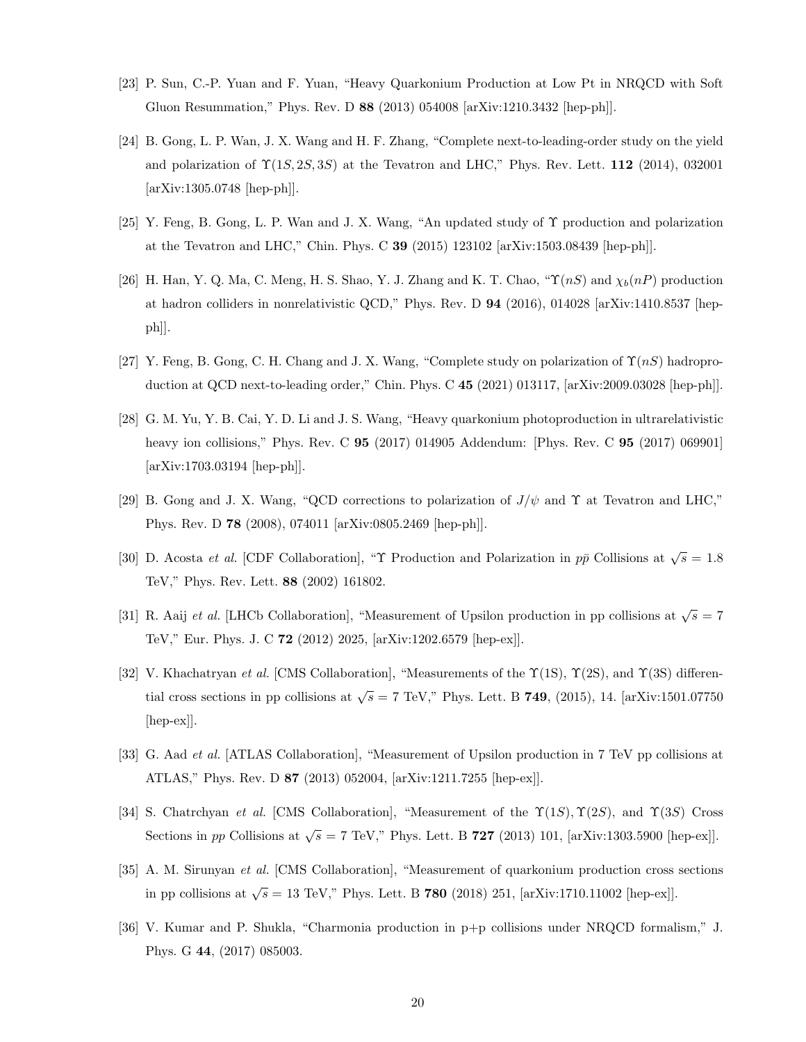[23] P. Sun, C.-P. Yuan and F. Yuan, "Heavy Quarkonium Production at Low Pt in NRQCD with Soft Gluon Resummation," Phys. Rev. D **88** (2013) 054008 [arXiv:1210.3432 [hep-ph]].

[24] B. Gong, L. P. Wan, J. X. Wang and H. F. Zhang, "Complete next-to-leading-order study on the yield and polarization of $\Upsilon(1S, 2S, 3S)$ at the Tevatron and LHC," Phys. Rev. Lett. **112** (2014), 032001 [arXiv:1305.0748 [hep-ph]].

[25] Y. Feng, B. Gong, L. P. Wan and J. X. Wang, "An updated study of $\Upsilon$ production and polarization at the Tevatron and LHC," Chin. Phys. C **39** (2015) 123102 [arXiv:1503.08439 [hep-ph]].

[26] H. Han, Y. Q. Ma, C. Meng, H. S. Shao, Y. J. Zhang and K. T. Chao, "$\Upsilon(nS)$ and $\chi_b(nP)$ production at hadron colliders in nonrelativistic QCD," Phys. Rev. D **94** (2016), 014028 [arXiv:1410.8537 [hep-ph]].

[27] Y. Feng, B. Gong, C. H. Chang and J. X. Wang, "Complete study on polarization of $\Upsilon(nS)$ hadroproduction at QCD next-to-leading order," Chin. Phys. C **45** (2021) 013117, [arXiv:2009.03028 [hep-ph]].

[28] G. M. Yu, Y. B. Cai, Y. D. Li and J. S. Wang, "Heavy quarkonium photoproduction in ultrarelativistic heavy ion collisions," Phys. Rev. C **95** (2017) 014905 Addendum: [Phys. Rev. C **95** (2017) 069901] [arXiv:1703.03194 [hep-ph]].

[29] B. Gong and J. X. Wang, "QCD corrections to polarization of $J/\psi$ and $\Upsilon$ at Tevatron and LHC," Phys. Rev. D **78** (2008), 074011 [arXiv:0805.2469 [hep-ph]].

[30] D. Acosta *et al.* [CDF Collaboration], "$\Upsilon$ Production and Polarization in $p\bar{p}$ Collisions at $\sqrt{s} = 1.8$ TeV," Phys. Rev. Lett. **88** (2002) 161802.

[31] R. Aaij *et al.* [LHCb Collaboration], "Measurement of Upsilon production in pp collisions at $\sqrt{s} = 7$ TeV," Eur. Phys. J. C **72** (2012) 2025, [arXiv:1202.6579 [hep-ex]].

[32] V. Khachatryan *et al.* [CMS Collaboration], "Measurements of the $\Upsilon$(1S), $\Upsilon$(2S), and $\Upsilon$(3S) differential cross sections in pp collisions at $\sqrt{s} = 7$ TeV," Phys. Lett. B **749**, (2015), 14. [arXiv:1501.07750 [hep-ex]].

[33] G. Aad *et al.* [ATLAS Collaboration], "Measurement of Upsilon production in 7 TeV pp collisions at ATLAS," Phys. Rev. D **87** (2013) 052004, [arXiv:1211.7255 [hep-ex]].

[34] S. Chatrchyan *et al.* [CMS Collaboration], "Measurement of the $\Upsilon(1S), \Upsilon(2S)$, and $\Upsilon(3S)$ Cross Sections in *pp* Collisions at $\sqrt{s} = 7$ TeV," Phys. Lett. B **727** (2013) 101, [arXiv:1303.5900 [hep-ex]].

[35] A. M. Sirunyan *et al.* [CMS Collaboration], "Measurement of quarkonium production cross sections in pp collisions at $\sqrt{s} = 13$ TeV," Phys. Lett. B **780** (2018) 251, [arXiv:1710.11002 [hep-ex]].

[36] V. Kumar and P. Shukla, "Charmonia production in p+p collisions under NRQCD formalism," J. Phys. G **44**, (2017) 085003.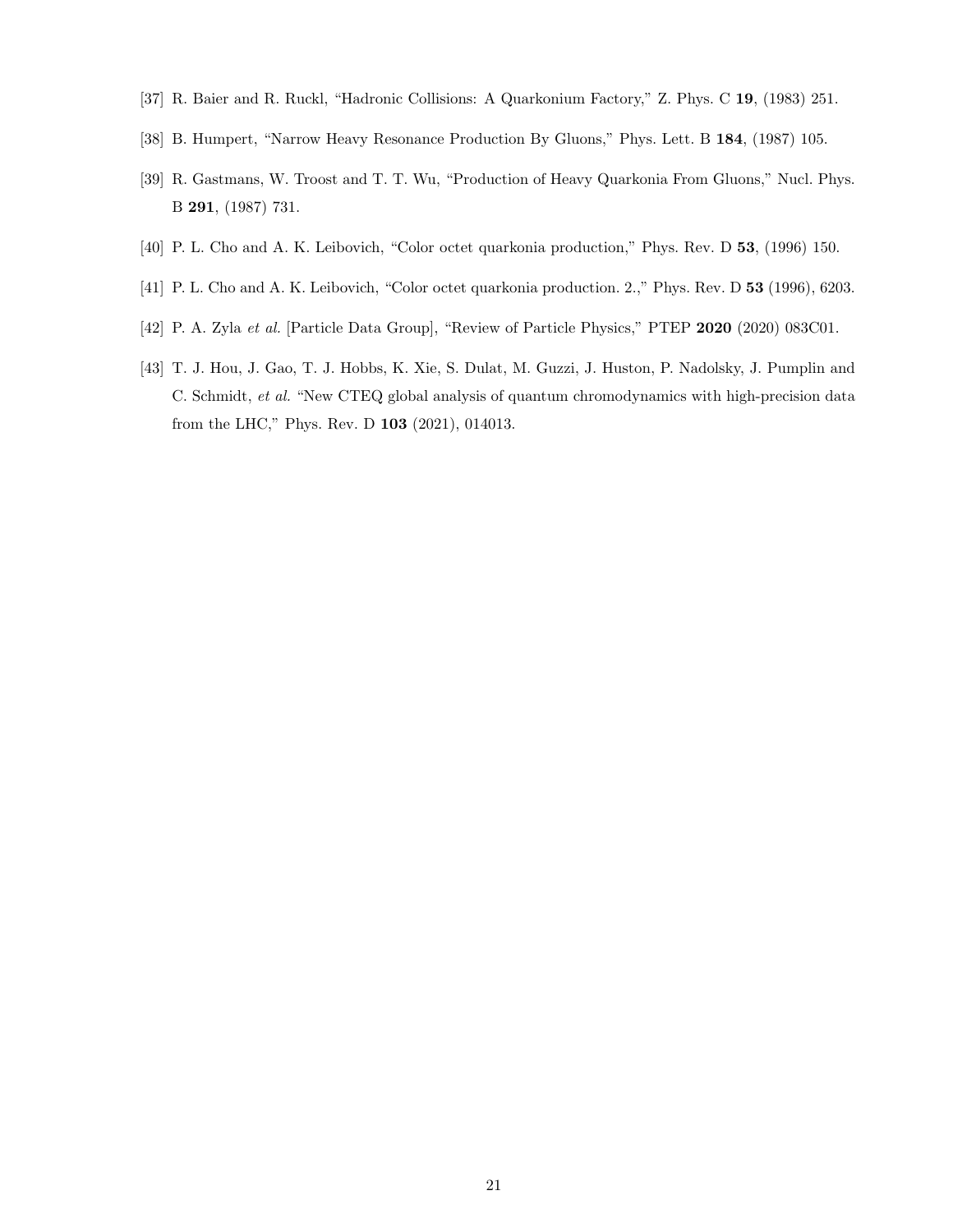[37] R. Baier and R. Ruckl, "Hadronic Collisions: A Quarkonium Factory," Z. Phys. C **19**, (1983) 251.

[38] B. Humpert, "Narrow Heavy Resonance Production By Gluons," Phys. Lett. B **184**, (1987) 105.

[39] R. Gastmans, W. Troost and T. T. Wu, "Production of Heavy Quarkonia From Gluons," Nucl. Phys. B **291**, (1987) 731.

[40] P. L. Cho and A. K. Leibovich, "Color octet quarkonia production," Phys. Rev. D **53**, (1996) 150.

[41] P. L. Cho and A. K. Leibovich, "Color octet quarkonia production. 2.," Phys. Rev. D **53** (1996), 6203.

[42] P. A. Zyla *et al.* [Particle Data Group], "Review of Particle Physics," PTEP **2020** (2020) 083C01.

[43] T. J. Hou, J. Gao, T. J. Hobbs, K. Xie, S. Dulat, M. Guzzi, J. Huston, P. Nadolsky, J. Pumplin and C. Schmidt, *et al.* "New CTEQ global analysis of quantum chromodynamics with high-precision data from the LHC," Phys. Rev. D **103** (2021), 014013.